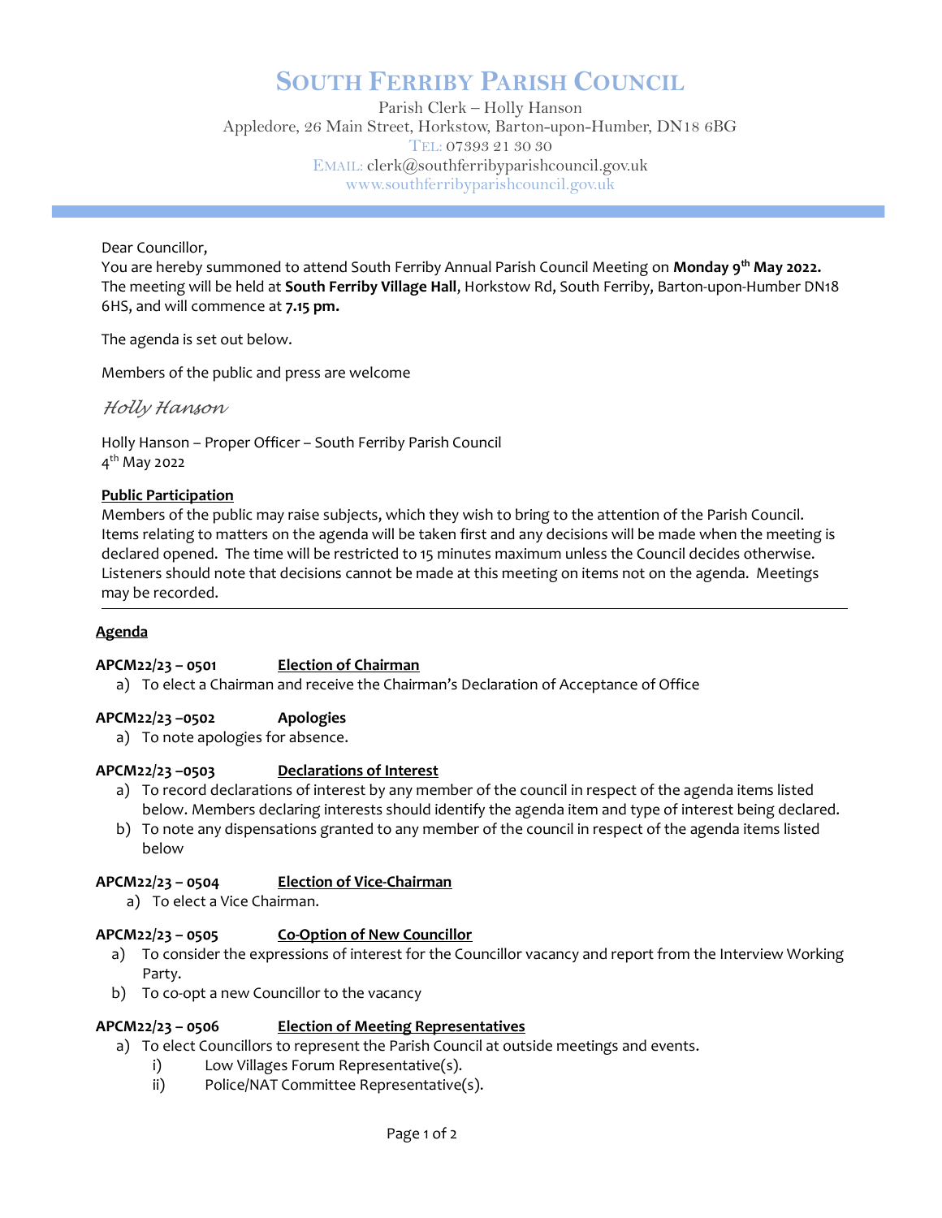# SOUTH FERRIBY PARISH COUNCIL

Parish Clerk – Holly Hanson
Appledore, 26 Main Street, Horkstow, Barton-upon-Humber, DN18 6BG
TEL: 07393 21 30 30
EMAIL: clerk@southferribyparishcouncil.gov.uk
www.southferribyparishcouncil.gov.uk

---

Dear Councillor,
You are hereby summoned to attend South Ferriby Annual Parish Council Meeting on **Monday 9th May 2022.** The meeting will be held at **South Ferriby Village Hall**, Horkstow Rd, South Ferriby, Barton-upon-Humber DN18 6HS, and will commence at **7.15 pm.**

The agenda is set out below.

Members of the public and press are welcome

*Holly Hanson*

Holly Hanson – Proper Officer – South Ferriby Parish Council
4th May 2022

**Public Participation**

Members of the public may raise subjects, which they wish to bring to the attention of the Parish Council. Items relating to matters on the agenda will be taken first and any decisions will be made when the meeting is declared opened. The time will be restricted to 15 minutes maximum unless the Council decides otherwise. Listeners should note that decisions cannot be made at this meeting on items not on the agenda. Meetings may be recorded.

---

## Agenda

**APCM22/23 – 0501 Election of Chairman**

a) To elect a Chairman and receive the Chairman's Declaration of Acceptance of Office

**APCM22/23 –0502 Apologies**

a) To note apologies for absence.

**APCM22/23 –0503 Declarations of Interest**

a) To record declarations of interest by any member of the council in respect of the agenda items listed below. Members declaring interests should identify the agenda item and type of interest being declared.
b) To note any dispensations granted to any member of the council in respect of the agenda items listed below

**APCM22/23 – 0504 Election of Vice-Chairman**

a) To elect a Vice Chairman.

**APCM22/23 – 0505 Co-Option of New Councillor**

a) To consider the expressions of interest for the Councillor vacancy and report from the Interview Working Party.
b) To co-opt a new Councillor to the vacancy

**APCM22/23 – 0506 Election of Meeting Representatives**

a) To elect Councillors to represent the Parish Council at outside meetings and events.
   i) Low Villages Forum Representative(s).
   ii) Police/NAT Committee Representative(s).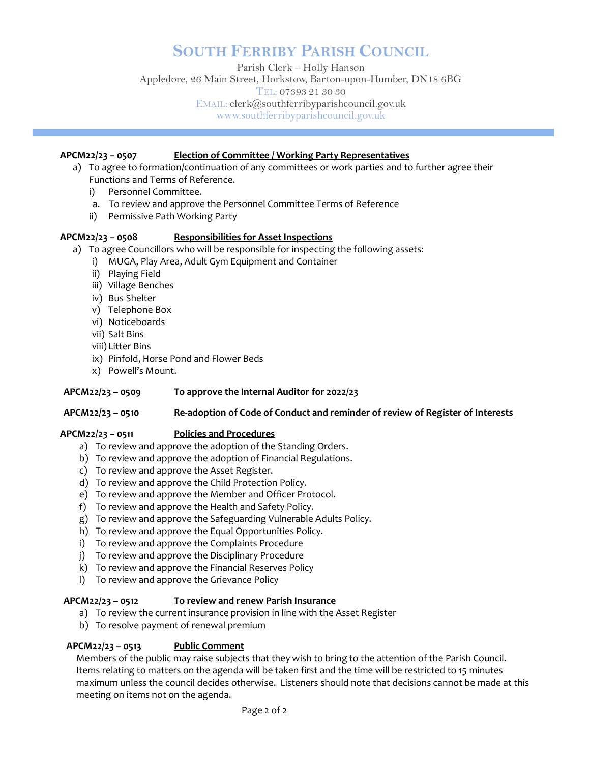# SOUTH FERRIBY PARISH COUNCIL

Parish Clerk – Holly Hanson
Appledore, 26 Main Street, Horkstow, Barton-upon-Humber, DN18 6BG
TEL: 07393 21 30 30
EMAIL: clerk@southferribyparishcouncil.gov.uk
www.southferribyparishcouncil.gov.uk

**APCM22/23 – 0507** **Election of Committee / Working Party Representatives**

a) To agree to formation/continuation of any committees or work parties and to further agree their Functions and Terms of Reference.
   - i) Personnel Committee.
     - a. To review and approve the Personnel Committee Terms of Reference
   - ii) Permissive Path Working Party

**APCM22/23 – 0508** **Responsibilities for Asset Inspections**

a) To agree Councillors who will be responsible for inspecting the following assets:
   - i) MUGA, Play Area, Adult Gym Equipment and Container
   - ii) Playing Field
   - iii) Village Benches
   - iv) Bus Shelter
   - v) Telephone Box
   - vi) Noticeboards
   - vii) Salt Bins
   - viii) Litter Bins
   - ix) Pinfold, Horse Pond and Flower Beds
   - x) Powell's Mount.

**APCM22/23 – 0509** **To approve the Internal Auditor for 2022/23**

**APCM22/23 – 0510** **Re-adoption of Code of Conduct and reminder of review of Register of Interests**

**APCM22/23 – 0511** **Policies and Procedures**

a) To review and approve the adoption of the Standing Orders.
b) To review and approve the adoption of Financial Regulations.
c) To review and approve the Asset Register.
d) To review and approve the Child Protection Policy.
e) To review and approve the Member and Officer Protocol.
f) To review and approve the Health and Safety Policy.
g) To review and approve the Safeguarding Vulnerable Adults Policy.
h) To review and approve the Equal Opportunities Policy.
i) To review and approve the Complaints Procedure
j) To review and approve the Disciplinary Procedure
k) To review and approve the Financial Reserves Policy
l) To review and approve the Grievance Policy

**APCM22/23 – 0512** **To review and renew Parish Insurance**

a) To review the current insurance provision in line with the Asset Register
b) To resolve payment of renewal premium

**APCM22/23 – 0513** **Public Comment**

Members of the public may raise subjects that they wish to bring to the attention of the Parish Council. Items relating to matters on the agenda will be taken first and the time will be restricted to 15 minutes maximum unless the council decides otherwise. Listeners should note that decisions cannot be made at this meeting on items not on the agenda.